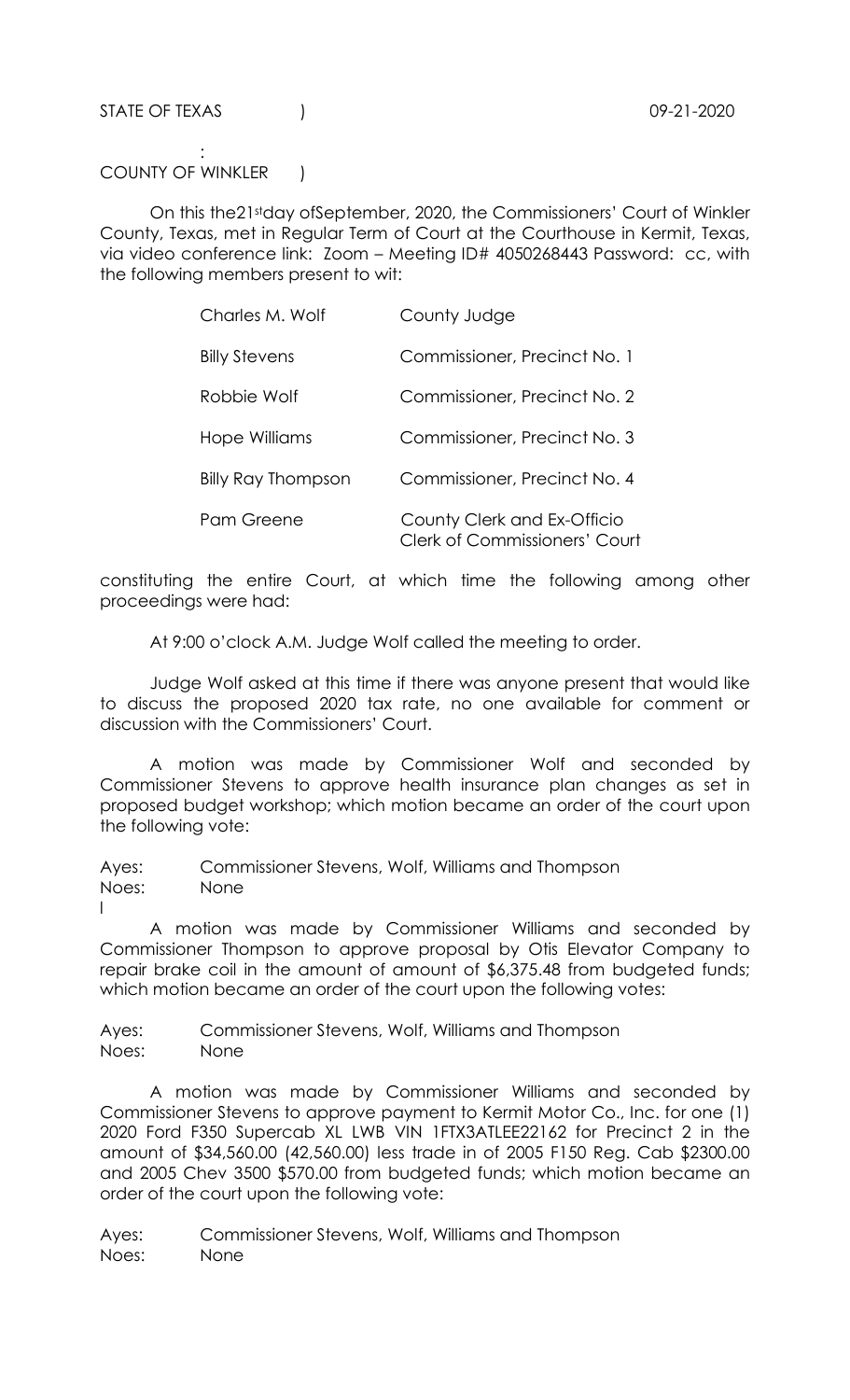STATE OF TEXAS )  09-21-2020

:

COUNTY OF WINKLER )

On this the21stday ofSeptember, 2020, the Commissioners' Court of Winkler County, Texas, met in Regular Term of Court at the Courthouse in Kermit, Texas, via video conference link: Zoom – Meeting ID# 4050268443 Password: cc, with the following members present to wit:

| | |
|---|---|
| Charles M. Wolf | County Judge |
| Billy Stevens | Commissioner, Precinct No. 1 |
| Robbie Wolf | Commissioner, Precinct No. 2 |
| Hope Williams | Commissioner, Precinct No. 3 |
| Billy Ray Thompson | Commissioner, Precinct No. 4 |
| Pam Greene | County Clerk and Ex-Officio Clerk of Commissioners' Court |

constituting the entire Court, at which time the following among other proceedings were had:

At 9:00 o'clock A.M. Judge Wolf called the meeting to order.

Judge Wolf asked at this time if there was anyone present that would like to discuss the proposed 2020 tax rate, no one available for comment or discussion with the Commissioners' Court.

A motion was made by Commissioner Wolf and seconded by Commissioner Stevens to approve health insurance plan changes as set in proposed budget workshop; which motion became an order of the court upon the following vote:

Ayes: Commissioner Stevens, Wolf, Williams and Thompson
Noes: None
l

A motion was made by Commissioner Williams and seconded by Commissioner Thompson to approve proposal by Otis Elevator Company to repair brake coil in the amount of amount of $6,375.48 from budgeted funds; which motion became an order of the court upon the following votes:

Ayes: Commissioner Stevens, Wolf, Williams and Thompson
Noes: None

A motion was made by Commissioner Williams and seconded by Commissioner Stevens to approve payment to Kermit Motor Co., Inc. for one (1) 2020 Ford F350 Supercab XL LWB VIN 1FTX3ATLEE22162 for Precinct 2 in the amount of $34,560.00 (42,560.00) less trade in of 2005 F150 Reg. Cab $2300.00 and 2005 Chev 3500 $570.00 from budgeted funds; which motion became an order of the court upon the following vote:

Ayes: Commissioner Stevens, Wolf, Williams and Thompson
Noes: None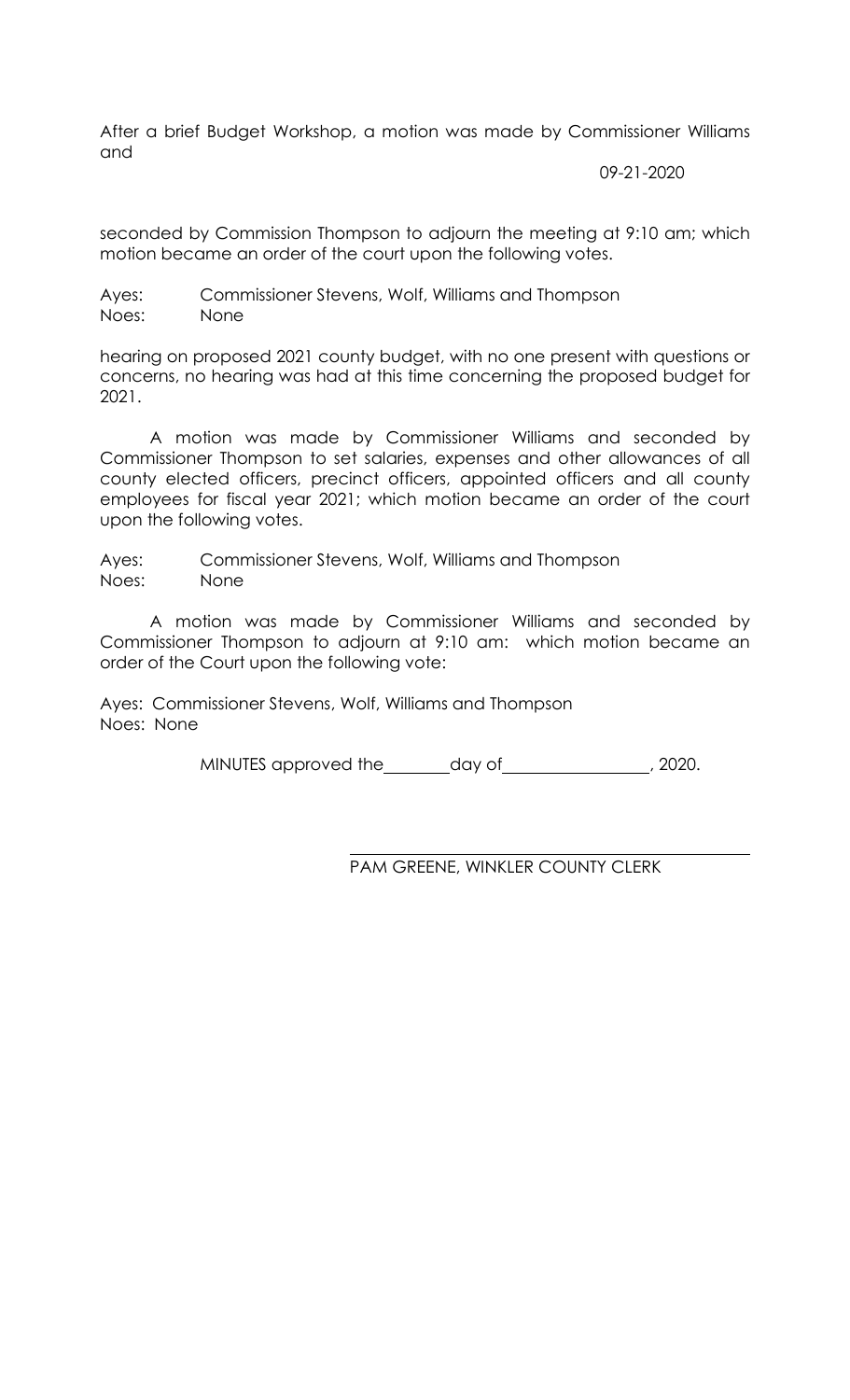After a brief Budget Workshop, a motion was made by Commissioner Williams and

09-21-2020

seconded by Commission Thompson to adjourn the meeting at 9:10 am; which motion became an order of the court upon the following votes.

Ayes: Commissioner Stevens, Wolf, Williams and Thompson
Noes: None

hearing on proposed 2021 county budget, with no one present with questions or concerns, no hearing was had at this time concerning the proposed budget for 2021.

A motion was made by Commissioner Williams and seconded by Commissioner Thompson to set salaries, expenses and other allowances of all county elected officers, precinct officers, appointed officers and all county employees for fiscal year 2021; which motion became an order of the court upon the following votes.

Ayes: Commissioner Stevens, Wolf, Williams and Thompson
Noes: None

A motion was made by Commissioner Williams and seconded by Commissioner Thompson to adjourn at 9:10 am: which motion became an order of the Court upon the following vote:

Ayes: Commissioner Stevens, Wolf, Williams and Thompson
Noes: None

MINUTES approved the ________ day of ________________, 2020.

______________________________________
PAM GREENE, WINKLER COUNTY CLERK